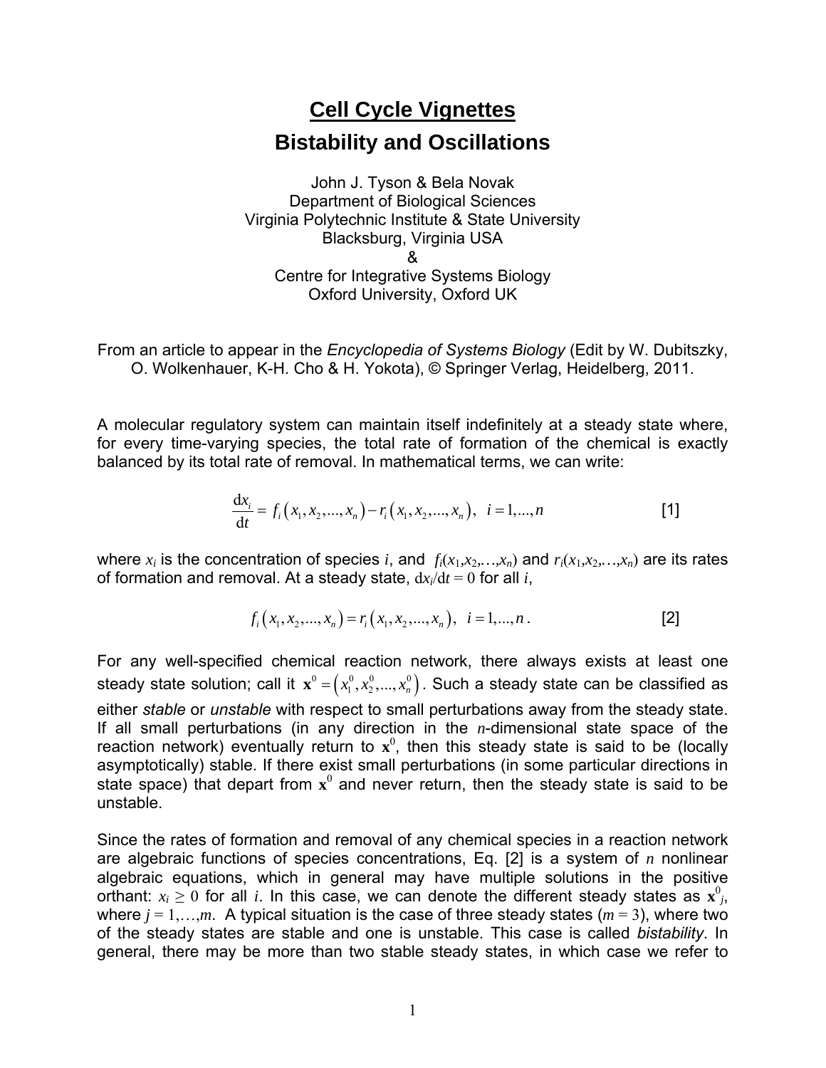# Cell Cycle Vignettes

## Bistability and Oscillations

John J. Tyson & Bela Novak
Department of Biological Sciences
Virginia Polytechnic Institute & State University
Blacksburg, Virginia USA
&
Centre for Integrative Systems Biology
Oxford University, Oxford UK

From an article to appear in the *Encyclopedia of Systems Biology* (Edit by W. Dubitszky, O. Wolkenhauer, K-H. Cho & H. Yokota), © Springer Verlag, Heidelberg, 2011.

A molecular regulatory system can maintain itself indefinitely at a steady state where, for every time-varying species, the total rate of formation of the chemical is exactly balanced by its total rate of removal. In mathematical terms, we can write:

$$\frac{\mathrm{d}x_i}{\mathrm{d}t} = f_i\left(x_1, x_2, ..., x_n\right) - r_i\left(x_1, x_2, ..., x_n\right), \quad i = 1, ..., n \qquad [1]$$

where $x_i$ is the concentration of species $i$, and $f_i(x_1,x_2,\ldots,x_n)$ and $r_i(x_1,x_2,\ldots,x_n)$ are its rates of formation and removal. At a steady state, $\mathrm{d}x_i/\mathrm{d}t = 0$ for all $i$,

$$f_i\left(x_1, x_2, ..., x_n\right) = r_i\left(x_1, x_2, ..., x_n\right), \quad i = 1, ..., n\,. \qquad [2]$$

For any well-specified chemical reaction network, there always exists at least one steady state solution; call it $\mathbf{x}^0 = \left(x_1^0, x_2^0, ..., x_n^0\right)$. Such a steady state can be classified as either *stable* or *unstable* with respect to small perturbations away from the steady state. If all small perturbations (in any direction in the $n$-dimensional state space of the reaction network) eventually return to $\mathbf{x}^0$, then this steady state is said to be (locally asymptotically) stable. If there exist small perturbations (in some particular directions in state space) that depart from $\mathbf{x}^0$ and never return, then the steady state is said to be unstable.

Since the rates of formation and removal of any chemical species in a reaction network are algebraic functions of species concentrations, Eq. [2] is a system of $n$ nonlinear algebraic equations, which in general may have multiple solutions in the positive orthant: $x_i \geq 0$ for all $i$. In this case, we can denote the different steady states as $\mathbf{x}^0_j$, where $j = 1,\ldots,m$. A typical situation is the case of three steady states ($m = 3$), where two of the steady states are stable and one is unstable. This case is called *bistability*. In general, there may be more than two stable steady states, in which case we refer to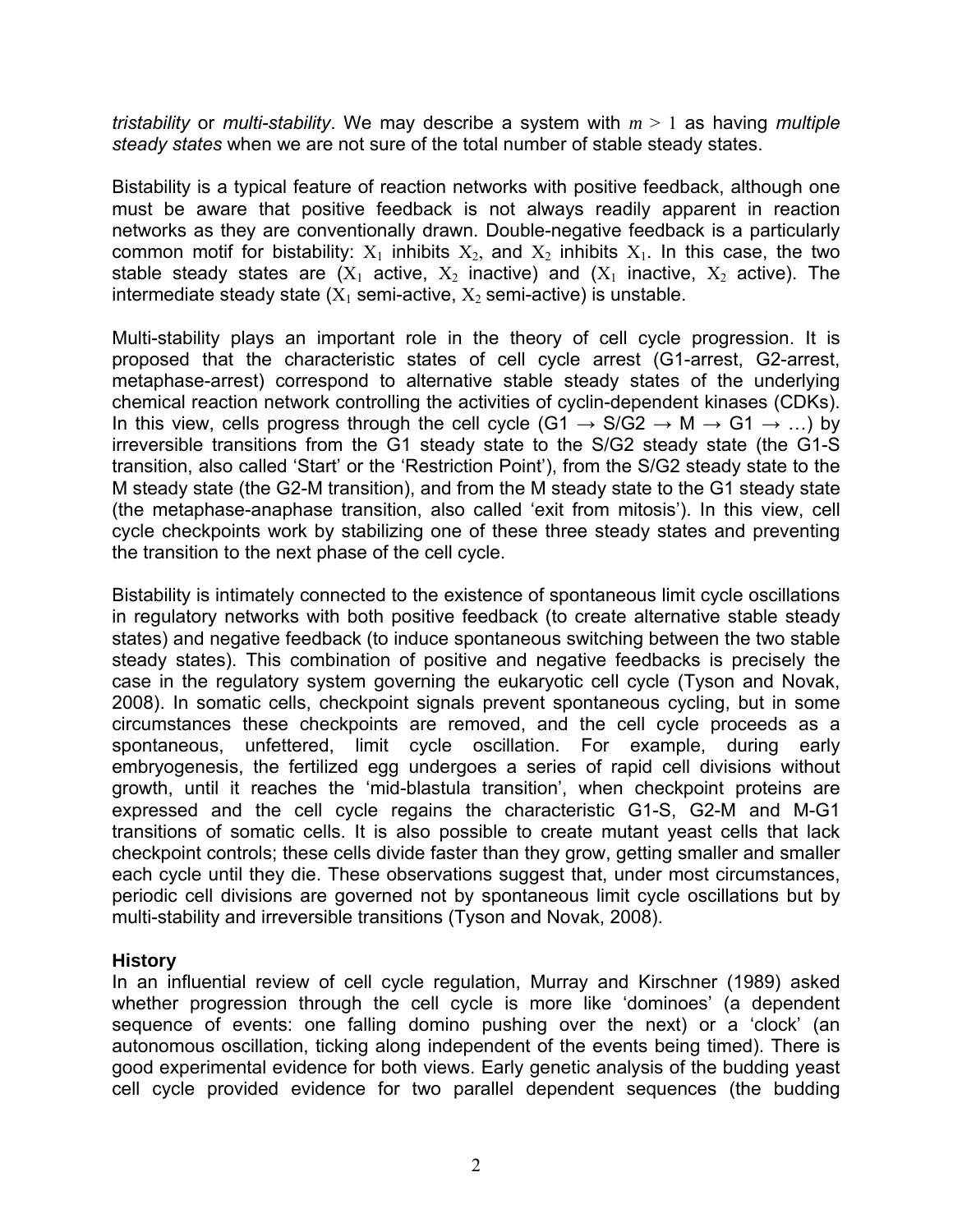*tristability* or *multi-stability*. We may describe a system with $m > 1$ as having *multiple steady states* when we are not sure of the total number of stable steady states.

Bistability is a typical feature of reaction networks with positive feedback, although one must be aware that positive feedback is not always readily apparent in reaction networks as they are conventionally drawn. Double-negative feedback is a particularly common motif for bistability: $X_1$ inhibits $X_2$, and $X_2$ inhibits $X_1$. In this case, the two stable steady states are ($X_1$ active, $X_2$ inactive) and ($X_1$ inactive, $X_2$ active). The intermediate steady state ($X_1$ semi-active, $X_2$ semi-active) is unstable.

Multi-stability plays an important role in the theory of cell cycle progression. It is proposed that the characteristic states of cell cycle arrest (G1-arrest, G2-arrest, metaphase-arrest) correspond to alternative stable steady states of the underlying chemical reaction network controlling the activities of cyclin-dependent kinases (CDKs). In this view, cells progress through the cell cycle (G1 → S/G2 → M → G1 → …) by irreversible transitions from the G1 steady state to the S/G2 steady state (the G1-S transition, also called 'Start' or the 'Restriction Point'), from the S/G2 steady state to the M steady state (the G2-M transition), and from the M steady state to the G1 steady state (the metaphase-anaphase transition, also called 'exit from mitosis'). In this view, cell cycle checkpoints work by stabilizing one of these three steady states and preventing the transition to the next phase of the cell cycle.

Bistability is intimately connected to the existence of spontaneous limit cycle oscillations in regulatory networks with both positive feedback (to create alternative stable steady states) and negative feedback (to induce spontaneous switching between the two stable steady states). This combination of positive and negative feedbacks is precisely the case in the regulatory system governing the eukaryotic cell cycle (Tyson and Novak, 2008). In somatic cells, checkpoint signals prevent spontaneous cycling, but in some circumstances these checkpoints are removed, and the cell cycle proceeds as a spontaneous, unfettered, limit cycle oscillation. For example, during early embryogenesis, the fertilized egg undergoes a series of rapid cell divisions without growth, until it reaches the 'mid-blastula transition', when checkpoint proteins are expressed and the cell cycle regains the characteristic G1-S, G2-M and M-G1 transitions of somatic cells. It is also possible to create mutant yeast cells that lack checkpoint controls; these cells divide faster than they grow, getting smaller and smaller each cycle until they die. These observations suggest that, under most circumstances, periodic cell divisions are governed not by spontaneous limit cycle oscillations but by multi-stability and irreversible transitions (Tyson and Novak, 2008).

### History

In an influential review of cell cycle regulation, Murray and Kirschner (1989) asked whether progression through the cell cycle is more like 'dominoes' (a dependent sequence of events: one falling domino pushing over the next) or a 'clock' (an autonomous oscillation, ticking along independent of the events being timed). There is good experimental evidence for both views. Early genetic analysis of the budding yeast cell cycle provided evidence for two parallel dependent sequences (the budding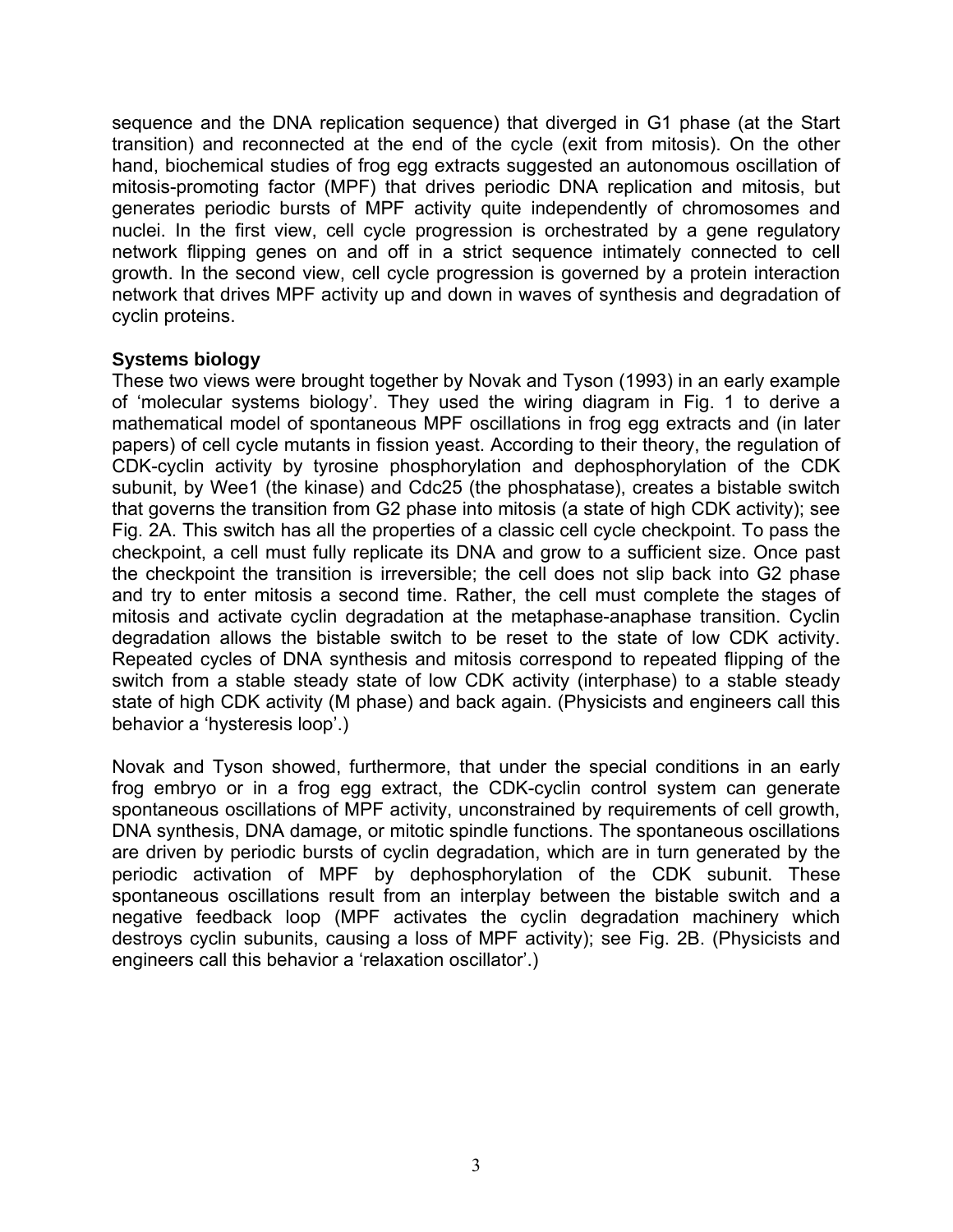sequence and the DNA replication sequence) that diverged in G1 phase (at the Start transition) and reconnected at the end of the cycle (exit from mitosis). On the other hand, biochemical studies of frog egg extracts suggested an autonomous oscillation of mitosis-promoting factor (MPF) that drives periodic DNA replication and mitosis, but generates periodic bursts of MPF activity quite independently of chromosomes and nuclei. In the first view, cell cycle progression is orchestrated by a gene regulatory network flipping genes on and off in a strict sequence intimately connected to cell growth. In the second view, cell cycle progression is governed by a protein interaction network that drives MPF activity up and down in waves of synthesis and degradation of cyclin proteins.

## Systems biology

These two views were brought together by Novak and Tyson (1993) in an early example of 'molecular systems biology'. They used the wiring diagram in Fig. 1 to derive a mathematical model of spontaneous MPF oscillations in frog egg extracts and (in later papers) of cell cycle mutants in fission yeast. According to their theory, the regulation of CDK-cyclin activity by tyrosine phosphorylation and dephosphorylation of the CDK subunit, by Wee1 (the kinase) and Cdc25 (the phosphatase), creates a bistable switch that governs the transition from G2 phase into mitosis (a state of high CDK activity); see Fig. 2A. This switch has all the properties of a classic cell cycle checkpoint. To pass the checkpoint, a cell must fully replicate its DNA and grow to a sufficient size. Once past the checkpoint the transition is irreversible; the cell does not slip back into G2 phase and try to enter mitosis a second time. Rather, the cell must complete the stages of mitosis and activate cyclin degradation at the metaphase-anaphase transition. Cyclin degradation allows the bistable switch to be reset to the state of low CDK activity. Repeated cycles of DNA synthesis and mitosis correspond to repeated flipping of the switch from a stable steady state of low CDK activity (interphase) to a stable steady state of high CDK activity (M phase) and back again. (Physicists and engineers call this behavior a 'hysteresis loop'.)

Novak and Tyson showed, furthermore, that under the special conditions in an early frog embryo or in a frog egg extract, the CDK-cyclin control system can generate spontaneous oscillations of MPF activity, unconstrained by requirements of cell growth, DNA synthesis, DNA damage, or mitotic spindle functions. The spontaneous oscillations are driven by periodic bursts of cyclin degradation, which are in turn generated by the periodic activation of MPF by dephosphorylation of the CDK subunit. These spontaneous oscillations result from an interplay between the bistable switch and a negative feedback loop (MPF activates the cyclin degradation machinery which destroys cyclin subunits, causing a loss of MPF activity); see Fig. 2B. (Physicists and engineers call this behavior a 'relaxation oscillator'.)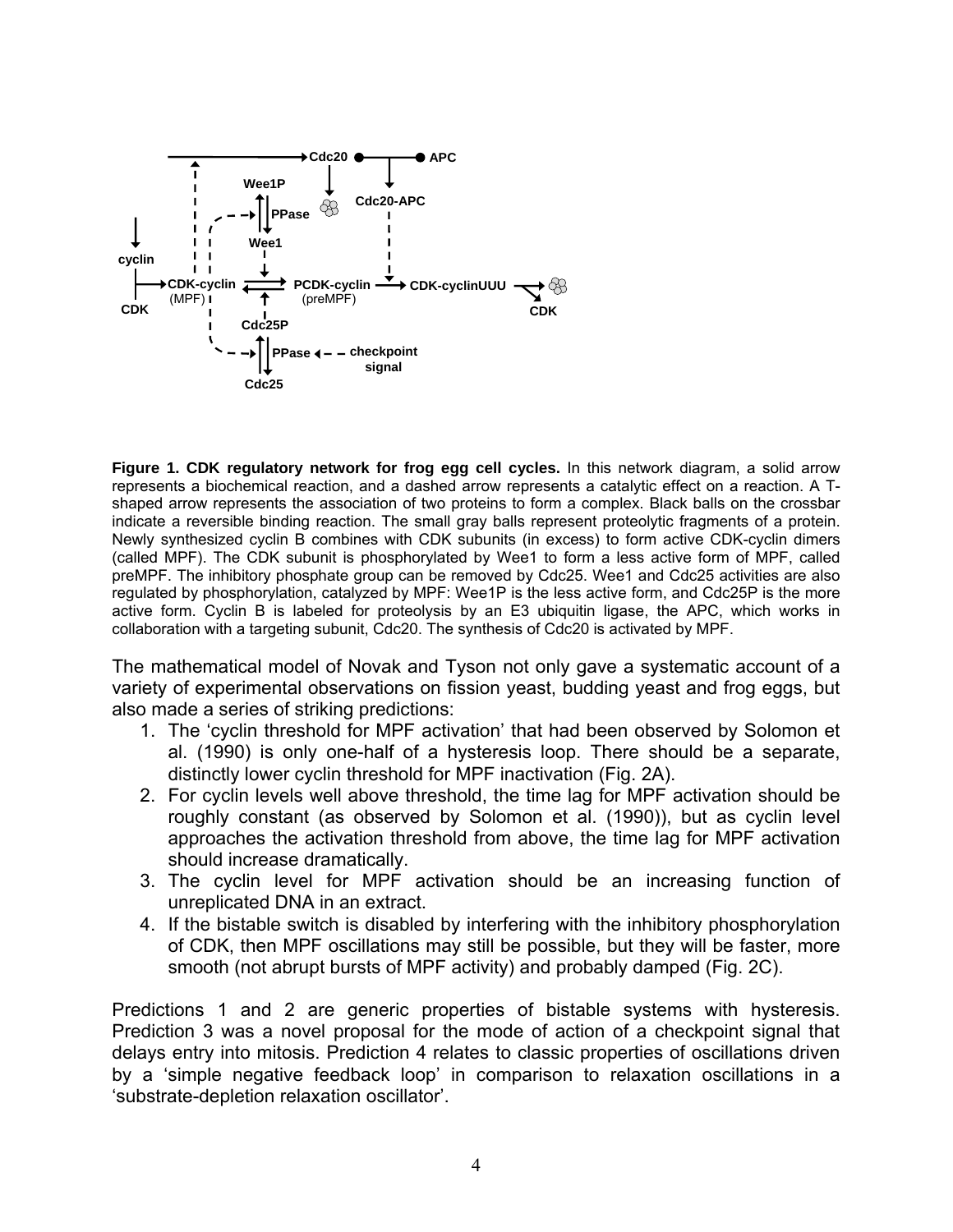**Figure 1. CDK regulatory network for frog egg cell cycles.** In this network diagram, a solid arrow represents a biochemical reaction, and a dashed arrow represents a catalytic effect on a reaction. A T-shaped arrow represents the association of two proteins to form a complex. Black balls on the crossbar indicate a reversible binding reaction. The small gray balls represent proteolytic fragments of a protein. Newly synthesized cyclin B combines with CDK subunits (in excess) to form active CDK-cyclin dimers (called MPF). The CDK subunit is phosphorylated by Wee1 to form a less active form of MPF, called preMPF. The inhibitory phosphate group can be removed by Cdc25. Wee1 and Cdc25 activities are also regulated by phosphorylation, catalyzed by MPF: Wee1P is the less active form, and Cdc25P is the more active form. Cyclin B is labeled for proteolysis by an E3 ubiquitin ligase, the APC, which works in collaboration with a targeting subunit, Cdc20. The synthesis of Cdc20 is activated by MPF.

The mathematical model of Novak and Tyson not only gave a systematic account of a variety of experimental observations on fission yeast, budding yeast and frog eggs, but also made a series of striking predictions:

1. The 'cyclin threshold for MPF activation' that had been observed by Solomon et al. (1990) is only one-half of a hysteresis loop. There should be a separate, distinctly lower cyclin threshold for MPF inactivation (Fig. 2A).
2. For cyclin levels well above threshold, the time lag for MPF activation should be roughly constant (as observed by Solomon et al. (1990)), but as cyclin level approaches the activation threshold from above, the time lag for MPF activation should increase dramatically.
3. The cyclin level for MPF activation should be an increasing function of unreplicated DNA in an extract.
4. If the bistable switch is disabled by interfering with the inhibitory phosphorylation of CDK, then MPF oscillations may still be possible, but they will be faster, more smooth (not abrupt bursts of MPF activity) and probably damped (Fig. 2C).

Predictions 1 and 2 are generic properties of bistable systems with hysteresis. Prediction 3 was a novel proposal for the mode of action of a checkpoint signal that delays entry into mitosis. Prediction 4 relates to classic properties of oscillations driven by a 'simple negative feedback loop' in comparison to relaxation oscillations in a 'substrate-depletion relaxation oscillator'.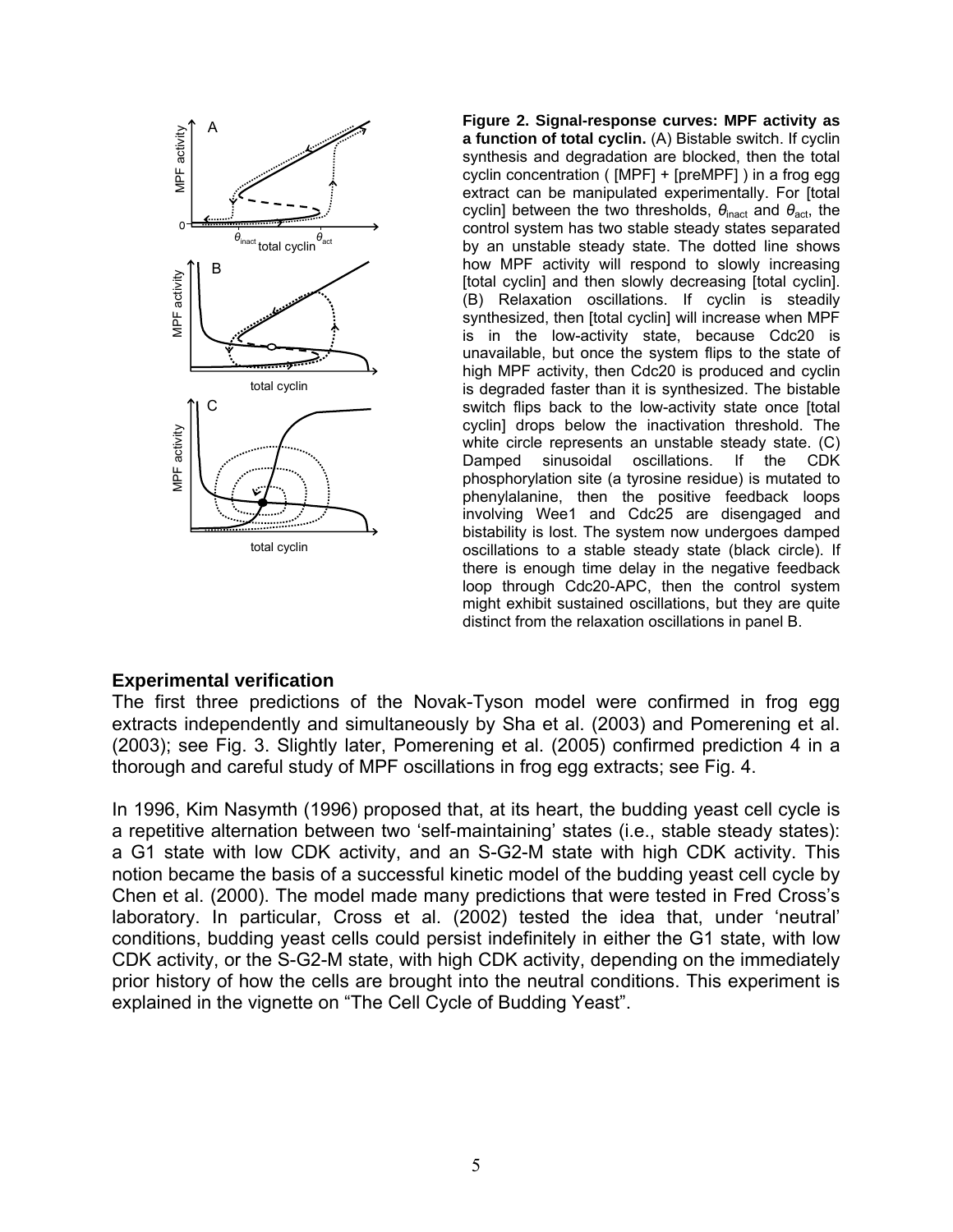**Figure 2. Signal-response curves: MPF activity as a function of total cyclin.** (A) Bistable switch. If cyclin synthesis and degradation are blocked, then the total cyclin concentration ( [MPF] + [preMPF] ) in a frog egg extract can be manipulated experimentally. For [total cyclin] between the two thresholds, $\theta_{inact}$ and $\theta_{act}$, the control system has two stable steady states separated by an unstable steady state. The dotted line shows how MPF activity will respond to slowly increasing [total cyclin] and then slowly decreasing [total cyclin]. (B) Relaxation oscillations. If cyclin is steadily synthesized, then [total cyclin] will increase when MPF is in the low-activity state, because Cdc20 is unavailable, but once the system flips to the state of high MPF activity, then Cdc20 is produced and cyclin is degraded faster than it is synthesized. The bistable switch flips back to the low-activity state once [total cyclin] drops below the inactivation threshold. The white circle represents an unstable steady state. (C) Damped sinusoidal oscillations. If the CDK phosphorylation site (a tyrosine residue) is mutated to phenylalanine, then the positive feedback loops involving Wee1 and Cdc25 are disengaged and bistability is lost. The system now undergoes damped oscillations to a stable steady state (black circle). If there is enough time delay in the negative feedback loop through Cdc20-APC, then the control system might exhibit sustained oscillations, but they are quite distinct from the relaxation oscillations in panel B.

### Experimental verification

The first three predictions of the Novak-Tyson model were confirmed in frog egg extracts independently and simultaneously by Sha et al. (2003) and Pomerening et al. (2003); see Fig. 3. Slightly later, Pomerening et al. (2005) confirmed prediction 4 in a thorough and careful study of MPF oscillations in frog egg extracts; see Fig. 4.

In 1996, Kim Nasymth (1996) proposed that, at its heart, the budding yeast cell cycle is a repetitive alternation between two 'self-maintaining' states (i.e., stable steady states): a G1 state with low CDK activity, and an S-G2-M state with high CDK activity. This notion became the basis of a successful kinetic model of the budding yeast cell cycle by Chen et al. (2000). The model made many predictions that were tested in Fred Cross's laboratory. In particular, Cross et al. (2002) tested the idea that, under 'neutral' conditions, budding yeast cells could persist indefinitely in either the G1 state, with low CDK activity, or the S-G2-M state, with high CDK activity, depending on the immediately prior history of how the cells are brought into the neutral conditions. This experiment is explained in the vignette on "The Cell Cycle of Budding Yeast".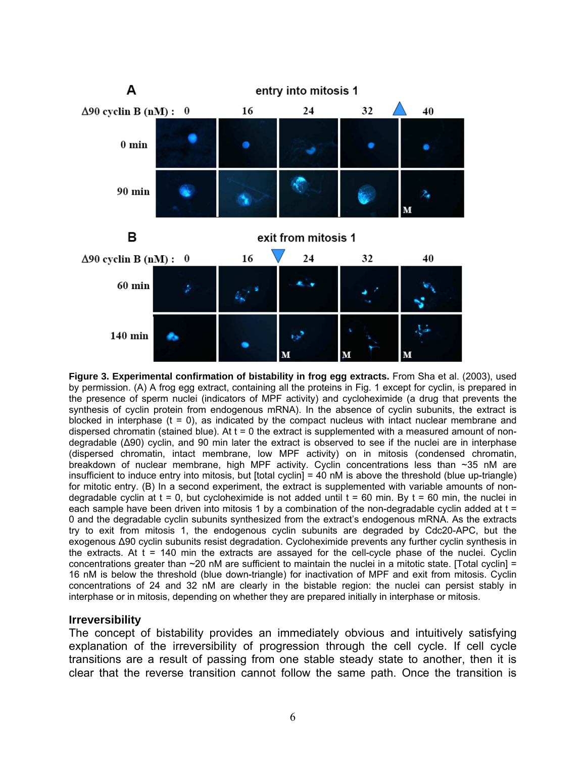**Figure 3. Experimental confirmation of bistability in frog egg extracts.** From Sha et al. (2003), used by permission. (A) A frog egg extract, containing all the proteins in Fig. 1 except for cyclin, is prepared in the presence of sperm nuclei (indicators of MPF activity) and cycloheximide (a drug that prevents the synthesis of cyclin protein from endogenous mRNA). In the absence of cyclin subunits, the extract is blocked in interphase (t = 0), as indicated by the compact nucleus with intact nuclear membrane and dispersed chromatin (stained blue). At t = 0 the extract is supplemented with a measured amount of non-degradable (Δ90) cyclin, and 90 min later the extract is observed to see if the nuclei are in interphase (dispersed chromatin, intact membrane, low MPF activity) on in mitosis (condensed chromatin, breakdown of nuclear membrane, high MPF activity. Cyclin concentrations less than ~35 nM are insufficient to induce entry into mitosis, but [total cyclin] = 40 nM is above the threshold (blue up-triangle) for mitotic entry. (B) In a second experiment, the extract is supplemented with variable amounts of non-degradable cyclin at t = 0, but cycloheximide is not added until t = 60 min. By t = 60 min, the nuclei in each sample have been driven into mitosis 1 by a combination of the non-degradable cyclin added at t = 0 and the degradable cyclin subunits synthesized from the extract's endogenous mRNA. As the extracts try to exit from mitosis 1, the endogenous cyclin subunits are degraded by Cdc20-APC, but the exogenous Δ90 cyclin subunits resist degradation. Cycloheximide prevents any further cyclin synthesis in the extracts. At t = 140 min the extracts are assayed for the cell-cycle phase of the nuclei. Cyclin concentrations greater than ~20 nM are sufficient to maintain the nuclei in a mitotic state. [Total cyclin] = 16 nM is below the threshold (blue down-triangle) for inactivation of MPF and exit from mitosis. Cyclin concentrations of 24 and 32 nM are clearly in the bistable region: the nuclei can persist stably in interphase or in mitosis, depending on whether they are prepared initially in interphase or mitosis.

## Irreversibility

The concept of bistability provides an immediately obvious and intuitively satisfying explanation of the irreversibility of progression through the cell cycle. If cell cycle transitions are a result of passing from one stable steady state to another, then it is clear that the reverse transition cannot follow the same path. Once the transition is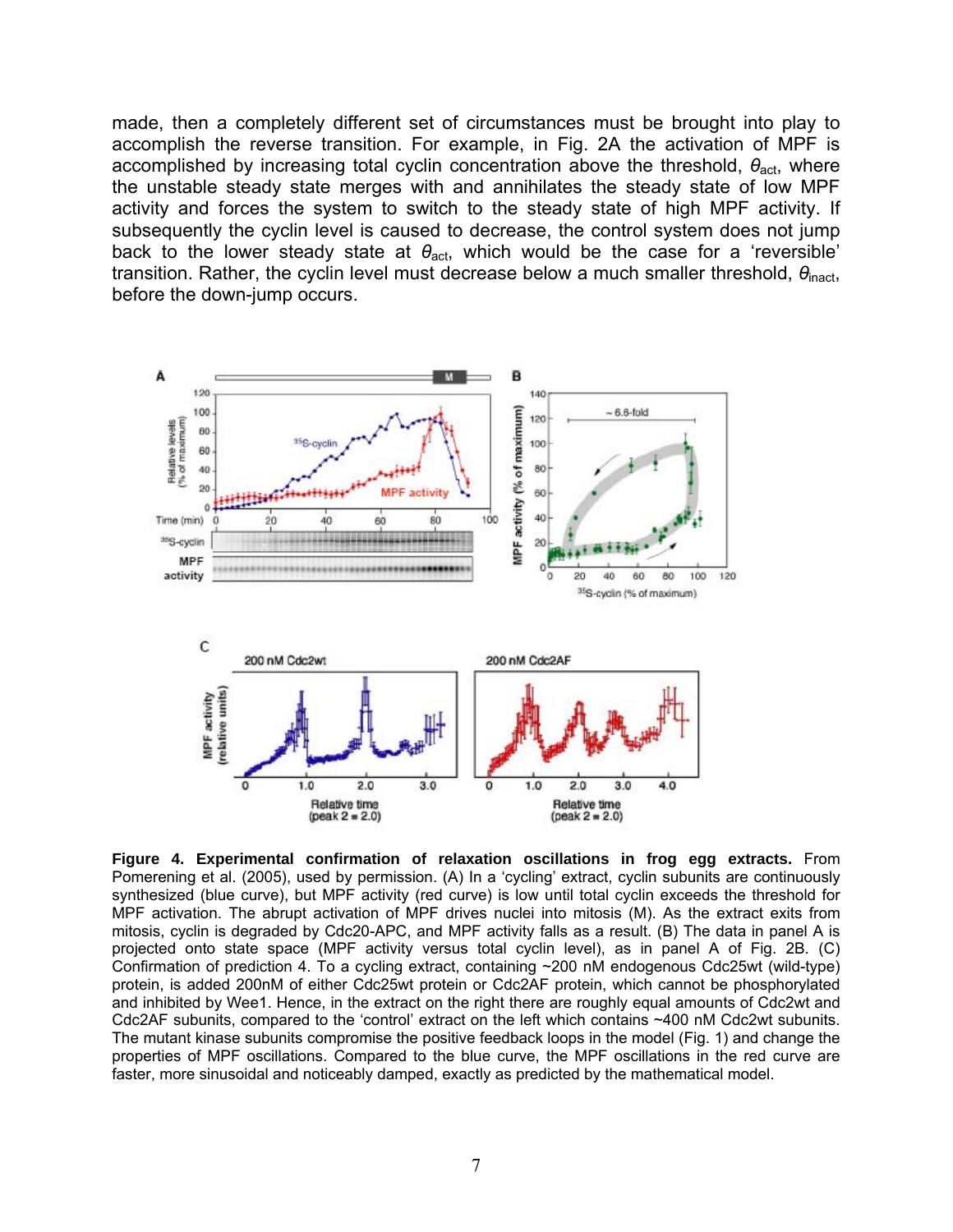made, then a completely different set of circumstances must be brought into play to accomplish the reverse transition. For example, in Fig. 2A the activation of MPF is accomplished by increasing total cyclin concentration above the threshold, $\theta_{act}$, where the unstable steady state merges with and annihilates the steady state of low MPF activity and forces the system to switch to the steady state of high MPF activity. If subsequently the cyclin level is caused to decrease, the control system does not jump back to the lower steady state at $\theta_{act}$, which would be the case for a 'reversible' transition. Rather, the cyclin level must decrease below a much smaller threshold, $\theta_{inact}$, before the down-jump occurs.

**Figure 4. Experimental confirmation of relaxation oscillations in frog egg extracts.** From Pomerening et al. (2005), used by permission. (A) In a 'cycling' extract, cyclin subunits are continuously synthesized (blue curve), but MPF activity (red curve) is low until total cyclin exceeds the threshold for MPF activation. The abrupt activation of MPF drives nuclei into mitosis (M). As the extract exits from mitosis, cyclin is degraded by Cdc20-APC, and MPF activity falls as a result. (B) The data in panel A is projected onto state space (MPF activity versus total cyclin level), as in panel A of Fig. 2B. (C) Confirmation of prediction 4. To a cycling extract, containing ~200 nM endogenous Cdc25wt (wild-type) protein, is added 200nM of either Cdc25wt protein or Cdc2AF protein, which cannot be phosphorylated and inhibited by Wee1. Hence, in the extract on the right there are roughly equal amounts of Cdc2wt and Cdc2AF subunits, compared to the 'control' extract on the left which contains ~400 nM Cdc2wt subunits. The mutant kinase subunits compromise the positive feedback loops in the model (Fig. 1) and change the properties of MPF oscillations. Compared to the blue curve, the MPF oscillations in the red curve are faster, more sinusoidal and noticeably damped, exactly as predicted by the mathematical model.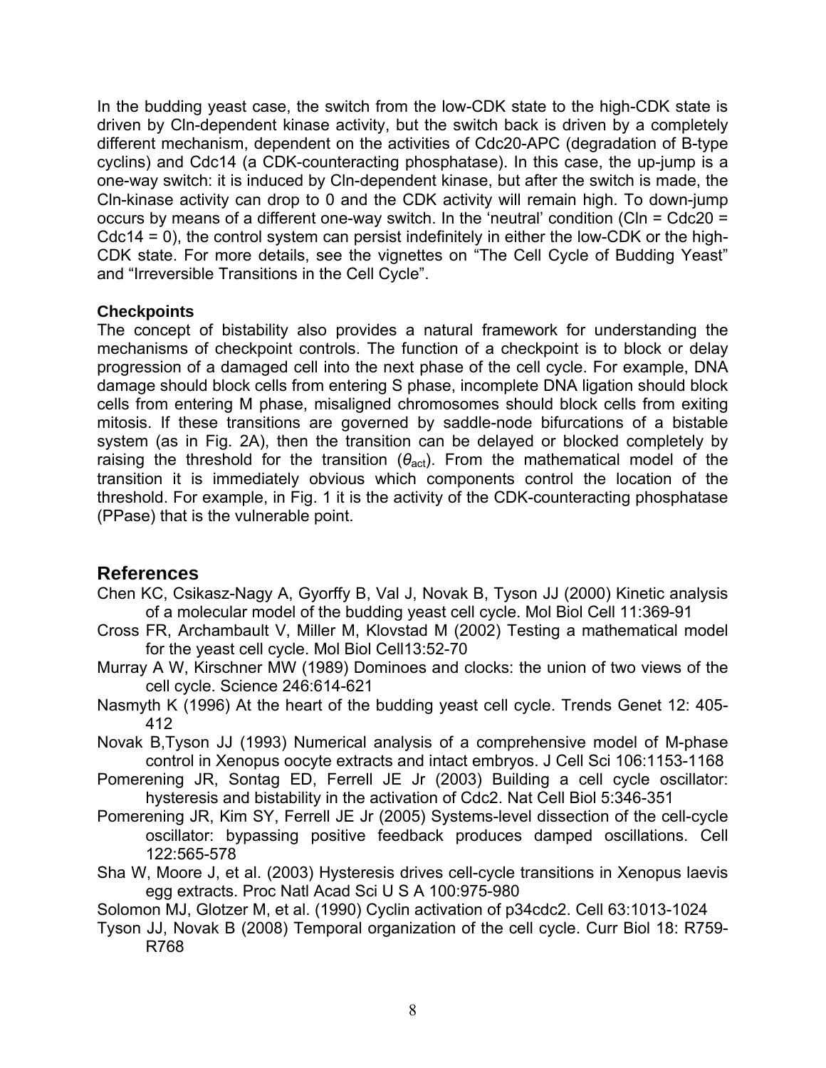In the budding yeast case, the switch from the low-CDK state to the high-CDK state is driven by Cln-dependent kinase activity, but the switch back is driven by a completely different mechanism, dependent on the activities of Cdc20-APC (degradation of B-type cyclins) and Cdc14 (a CDK-counteracting phosphatase). In this case, the up-jump is a one-way switch: it is induced by Cln-dependent kinase, but after the switch is made, the Cln-kinase activity can drop to 0 and the CDK activity will remain high. To down-jump occurs by means of a different one-way switch. In the 'neutral' condition (Cln = Cdc20 = Cdc14 = 0), the control system can persist indefinitely in either the low-CDK or the high-CDK state. For more details, see the vignettes on "The Cell Cycle of Budding Yeast" and "Irreversible Transitions in the Cell Cycle".

### Checkpoints

The concept of bistability also provides a natural framework for understanding the mechanisms of checkpoint controls. The function of a checkpoint is to block or delay progression of a damaged cell into the next phase of the cell cycle. For example, DNA damage should block cells from entering S phase, incomplete DNA ligation should block cells from entering M phase, misaligned chromosomes should block cells from exiting mitosis. If these transitions are governed by saddle-node bifurcations of a bistable system (as in Fig. 2A), then the transition can be delayed or blocked completely by raising the threshold for the transition ($\theta_{act}$). From the mathematical model of the transition it is immediately obvious which components control the location of the threshold. For example, in Fig. 1 it is the activity of the CDK-counteracting phosphatase (PPase) that is the vulnerable point.

## References

Chen KC, Csikasz-Nagy A, Gyorffy B, Val J, Novak B, Tyson JJ (2000) Kinetic analysis of a molecular model of the budding yeast cell cycle. Mol Biol Cell 11:369-91

Cross FR, Archambault V, Miller M, Klovstad M (2002) Testing a mathematical model for the yeast cell cycle. Mol Biol Cell13:52-70

Murray A W, Kirschner MW (1989) Dominoes and clocks: the union of two views of the cell cycle. Science 246:614-621

Nasmyth K (1996) At the heart of the budding yeast cell cycle. Trends Genet 12: 405-412

Novak B,Tyson JJ (1993) Numerical analysis of a comprehensive model of M-phase control in Xenopus oocyte extracts and intact embryos. J Cell Sci 106:1153-1168

Pomerening JR, Sontag ED, Ferrell JE Jr (2003) Building a cell cycle oscillator: hysteresis and bistability in the activation of Cdc2. Nat Cell Biol 5:346-351

Pomerening JR, Kim SY, Ferrell JE Jr (2005) Systems-level dissection of the cell-cycle oscillator: bypassing positive feedback produces damped oscillations. Cell 122:565-578

Sha W, Moore J, et al. (2003) Hysteresis drives cell-cycle transitions in Xenopus laevis egg extracts. Proc Natl Acad Sci U S A 100:975-980

Solomon MJ, Glotzer M, et al. (1990) Cyclin activation of p34cdc2. Cell 63:1013-1024

Tyson JJ, Novak B (2008) Temporal organization of the cell cycle. Curr Biol 18: R759-R768